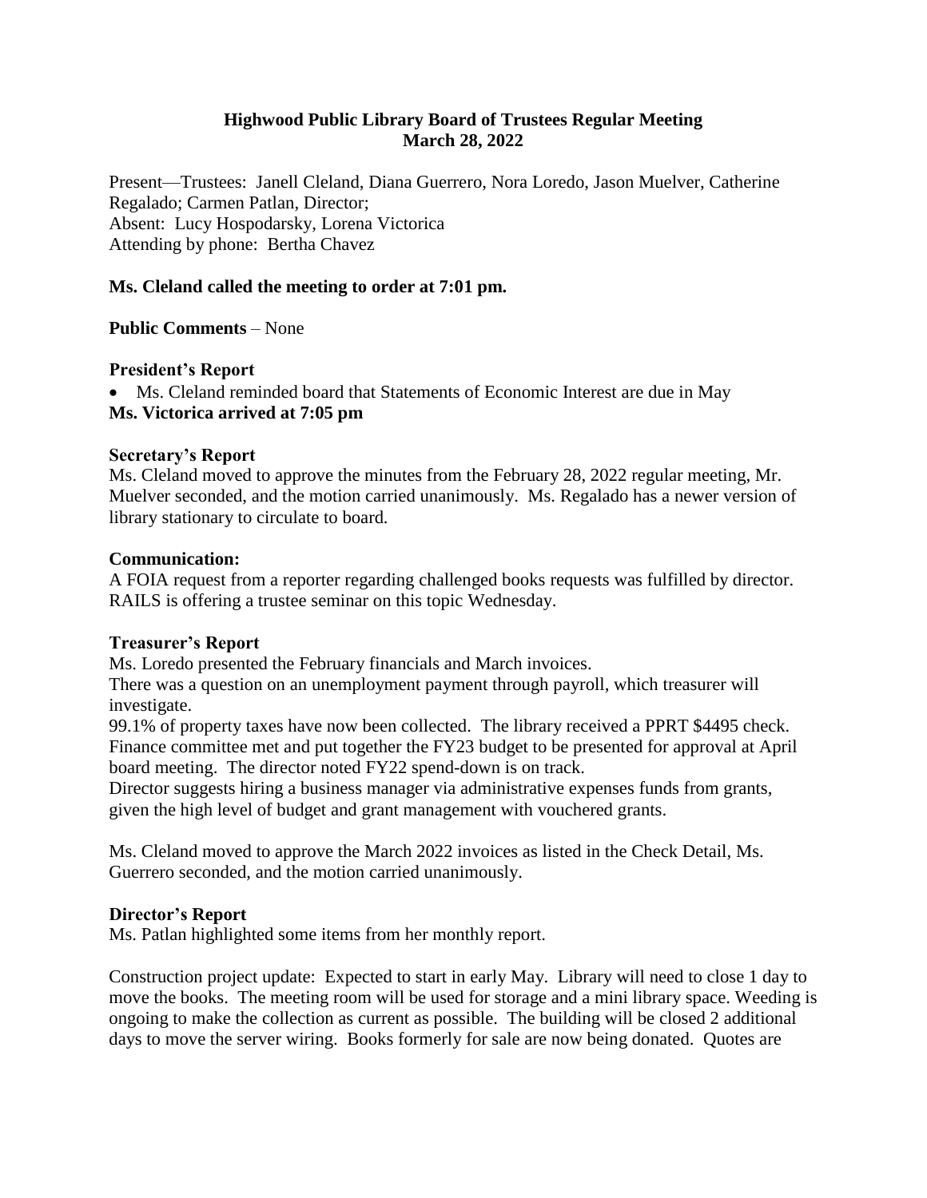# Highwood Public Library Board of Trustees Regular Meeting
# March 28, 2022

Present—Trustees: Janell Cleland, Diana Guerrero, Nora Loredo, Jason Muelver, Catherine Regalado; Carmen Patlan, Director;
Absent: Lucy Hospodarsky, Lorena Victorica
Attending by phone: Bertha Chavez

**Ms. Cleland called the meeting to order at 7:01 pm.**

**Public Comments** – None

**President's Report**

- Ms. Cleland reminded board that Statements of Economic Interest are due in May

**Ms. Victorica arrived at 7:05 pm**

**Secretary's Report**

Ms. Cleland moved to approve the minutes from the February 28, 2022 regular meeting, Mr. Muelver seconded, and the motion carried unanimously. Ms. Regalado has a newer version of library stationary to circulate to board.

**Communication:**

A FOIA request from a reporter regarding challenged books requests was fulfilled by director. RAILS is offering a trustee seminar on this topic Wednesday.

**Treasurer's Report**

Ms. Loredo presented the February financials and March invoices.

There was a question on an unemployment payment through payroll, which treasurer will investigate.

99.1% of property taxes have now been collected. The library received a PPRT $4495 check. Finance committee met and put together the FY23 budget to be presented for approval at April board meeting. The director noted FY22 spend-down is on track.

Director suggests hiring a business manager via administrative expenses funds from grants, given the high level of budget and grant management with vouchered grants.

Ms. Cleland moved to approve the March 2022 invoices as listed in the Check Detail, Ms. Guerrero seconded, and the motion carried unanimously.

**Director's Report**

Ms. Patlan highlighted some items from her monthly report.

Construction project update: Expected to start in early May. Library will need to close 1 day to move the books. The meeting room will be used for storage and a mini library space. Weeding is ongoing to make the collection as current as possible. The building will be closed 2 additional days to move the server wiring. Books formerly for sale are now being donated. Quotes are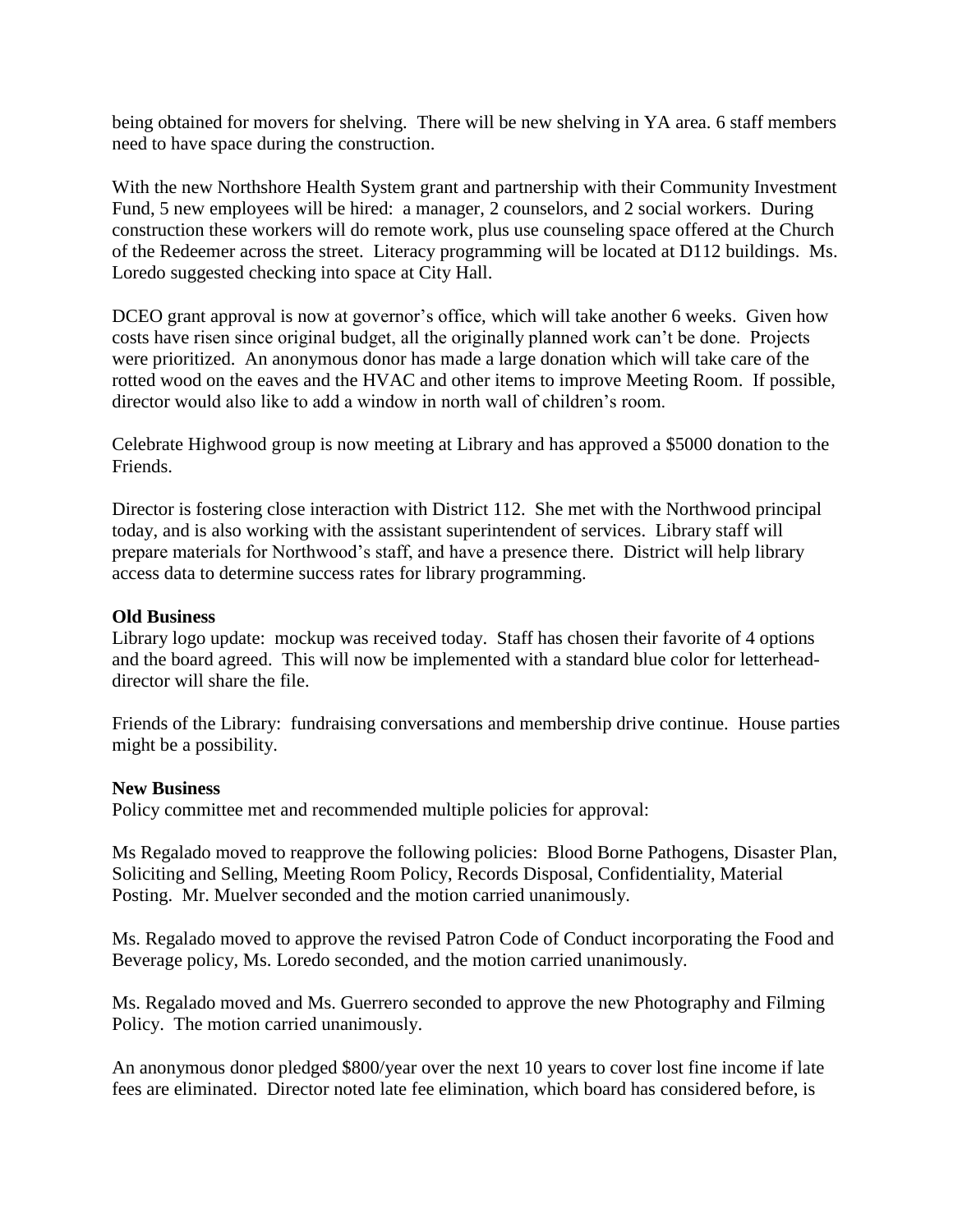being obtained for movers for shelving. There will be new shelving in YA area. 6 staff members need to have space during the construction.

With the new Northshore Health System grant and partnership with their Community Investment Fund, 5 new employees will be hired: a manager, 2 counselors, and 2 social workers. During construction these workers will do remote work, plus use counseling space offered at the Church of the Redeemer across the street. Literacy programming will be located at D112 buildings. Ms. Loredo suggested checking into space at City Hall.

DCEO grant approval is now at governor's office, which will take another 6 weeks. Given how costs have risen since original budget, all the originally planned work can't be done. Projects were prioritized. An anonymous donor has made a large donation which will take care of the rotted wood on the eaves and the HVAC and other items to improve Meeting Room. If possible, director would also like to add a window in north wall of children's room.

Celebrate Highwood group is now meeting at Library and has approved a $5000 donation to the Friends.

Director is fostering close interaction with District 112. She met with the Northwood principal today, and is also working with the assistant superintendent of services. Library staff will prepare materials for Northwood's staff, and have a presence there. District will help library access data to determine success rates for library programming.

**Old Business**

Library logo update: mockup was received today. Staff has chosen their favorite of 4 options and the board agreed. This will now be implemented with a standard blue color for letterhead- director will share the file.

Friends of the Library: fundraising conversations and membership drive continue. House parties might be a possibility.

**New Business**

Policy committee met and recommended multiple policies for approval:

Ms Regalado moved to reapprove the following policies: Blood Borne Pathogens, Disaster Plan, Soliciting and Selling, Meeting Room Policy, Records Disposal, Confidentiality, Material Posting. Mr. Muelver seconded and the motion carried unanimously.

Ms. Regalado moved to approve the revised Patron Code of Conduct incorporating the Food and Beverage policy, Ms. Loredo seconded, and the motion carried unanimously.

Ms. Regalado moved and Ms. Guerrero seconded to approve the new Photography and Filming Policy. The motion carried unanimously.

An anonymous donor pledged $800/year over the next 10 years to cover lost fine income if late fees are eliminated. Director noted late fee elimination, which board has considered before, is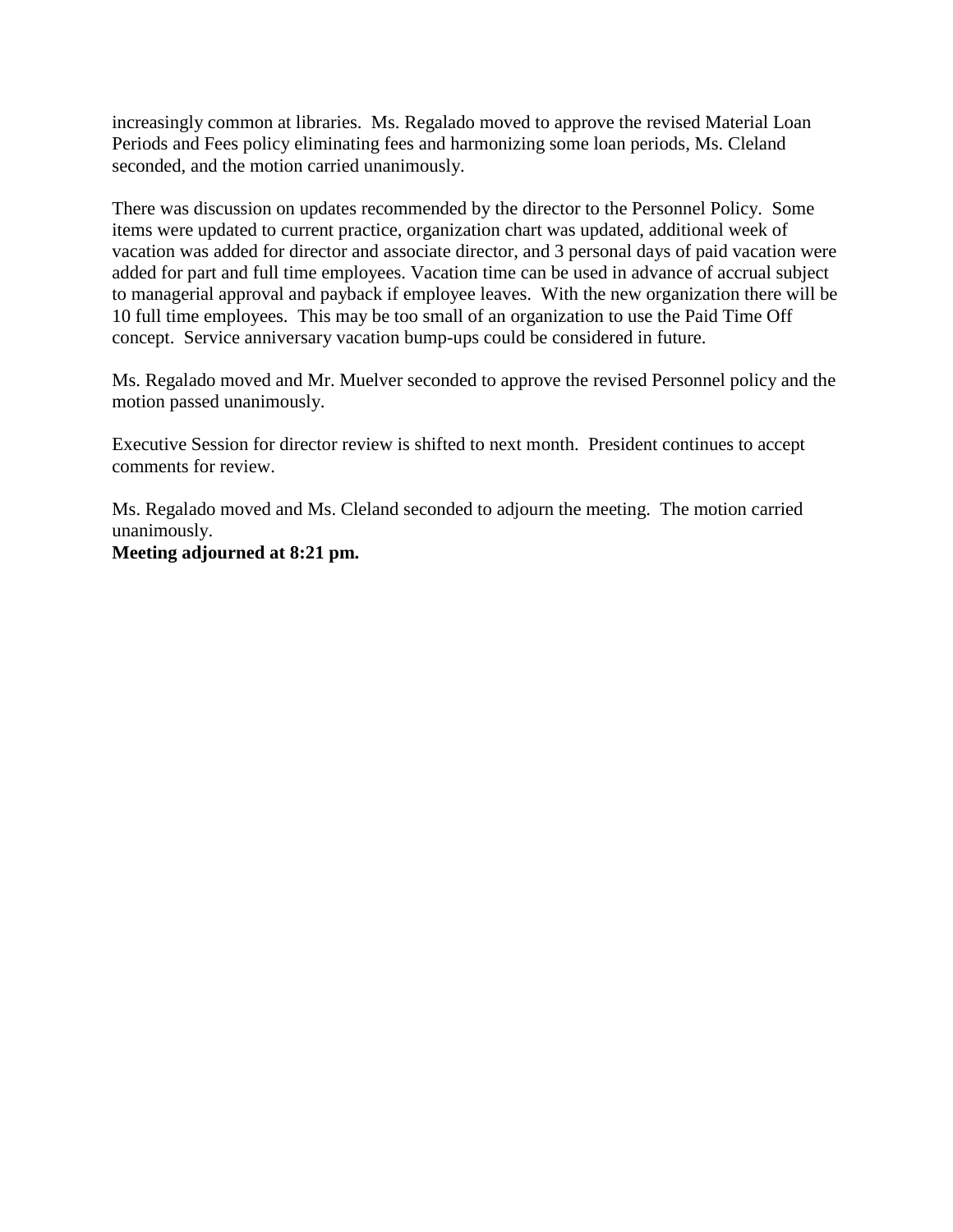increasingly common at libraries. Ms. Regalado moved to approve the revised Material Loan Periods and Fees policy eliminating fees and harmonizing some loan periods, Ms. Cleland seconded, and the motion carried unanimously.

There was discussion on updates recommended by the director to the Personnel Policy. Some items were updated to current practice, organization chart was updated, additional week of vacation was added for director and associate director, and 3 personal days of paid vacation were added for part and full time employees. Vacation time can be used in advance of accrual subject to managerial approval and payback if employee leaves. With the new organization there will be 10 full time employees. This may be too small of an organization to use the Paid Time Off concept. Service anniversary vacation bump-ups could be considered in future.

Ms. Regalado moved and Mr. Muelver seconded to approve the revised Personnel policy and the motion passed unanimously.

Executive Session for director review is shifted to next month. President continues to accept comments for review.

Ms. Regalado moved and Ms. Cleland seconded to adjourn the meeting. The motion carried unanimously.
**Meeting adjourned at 8:21 pm.**